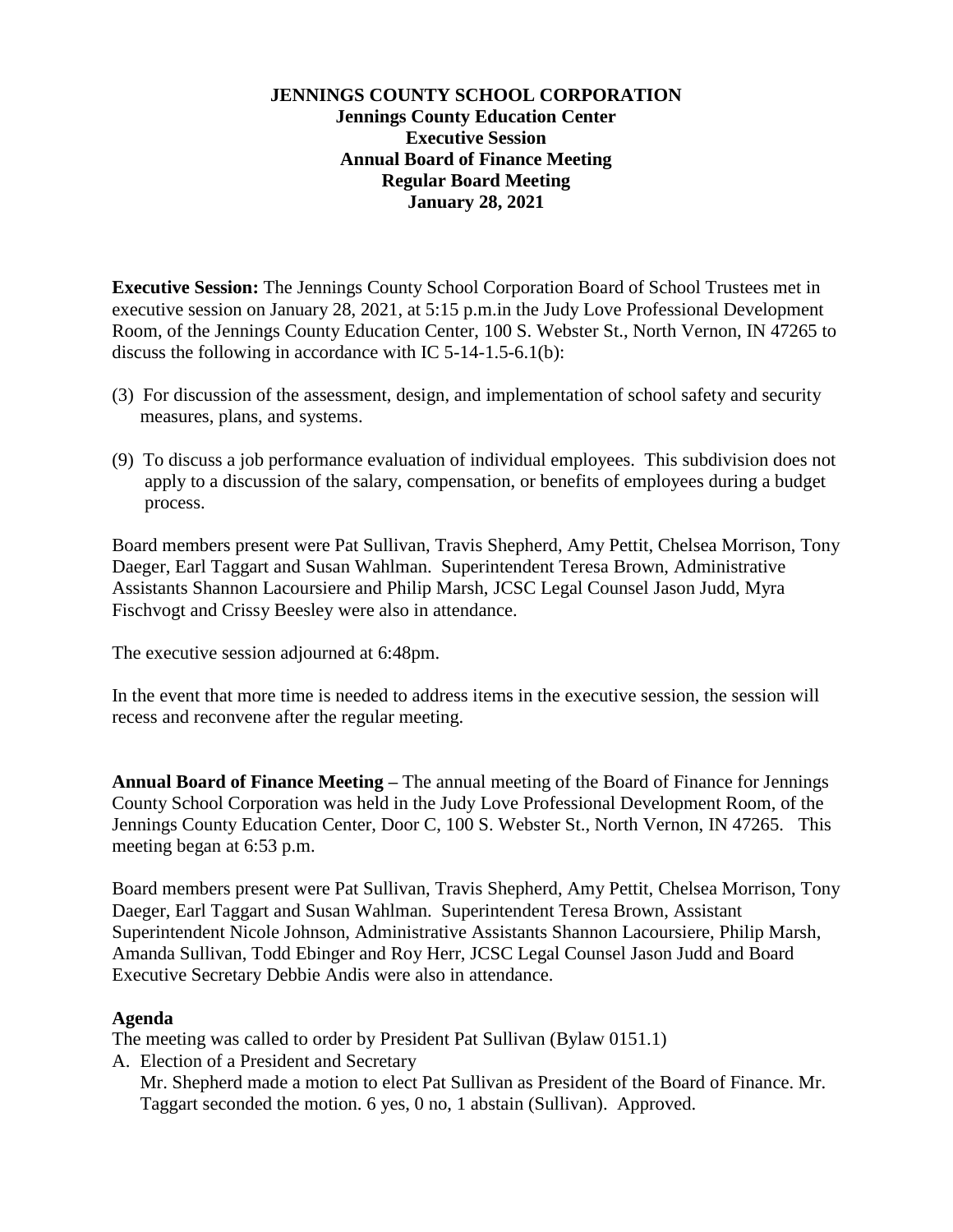**JENNINGS COUNTY SCHOOL CORPORATION**
**Jennings County Education Center**
**Executive Session**
**Annual Board of Finance Meeting**
**Regular Board Meeting**
**January 28, 2021**

**Executive Session:** The Jennings County School Corporation Board of School Trustees met in executive session on January 28, 2021, at 5:15 p.m.in the Judy Love Professional Development Room, of the Jennings County Education Center, 100 S. Webster St., North Vernon, IN 47265 to discuss the following in accordance with IC 5-14-1.5-6.1(b):

(3) For discussion of the assessment, design, and implementation of school safety and security measures, plans, and systems.

(9) To discuss a job performance evaluation of individual employees. This subdivision does not apply to a discussion of the salary, compensation, or benefits of employees during a budget process.

Board members present were Pat Sullivan, Travis Shepherd, Amy Pettit, Chelsea Morrison, Tony Daeger, Earl Taggart and Susan Wahlman. Superintendent Teresa Brown, Administrative Assistants Shannon Lacoursiere and Philip Marsh, JCSC Legal Counsel Jason Judd, Myra Fischvogt and Crissy Beesley were also in attendance.

The executive session adjourned at 6:48pm.

In the event that more time is needed to address items in the executive session, the session will recess and reconvene after the regular meeting.

**Annual Board of Finance Meeting –** The annual meeting of the Board of Finance for Jennings County School Corporation was held in the Judy Love Professional Development Room, of the Jennings County Education Center, Door C, 100 S. Webster St., North Vernon, IN 47265. This meeting began at 6:53 p.m.

Board members present were Pat Sullivan, Travis Shepherd, Amy Pettit, Chelsea Morrison, Tony Daeger, Earl Taggart and Susan Wahlman. Superintendent Teresa Brown, Assistant Superintendent Nicole Johnson, Administrative Assistants Shannon Lacoursiere, Philip Marsh, Amanda Sullivan, Todd Ebinger and Roy Herr, JCSC Legal Counsel Jason Judd and Board Executive Secretary Debbie Andis were also in attendance.

**Agenda**

The meeting was called to order by President Pat Sullivan (Bylaw 0151.1)

A. Election of a President and Secretary
   Mr. Shepherd made a motion to elect Pat Sullivan as President of the Board of Finance. Mr. Taggart seconded the motion. 6 yes, 0 no, 1 abstain (Sullivan). Approved.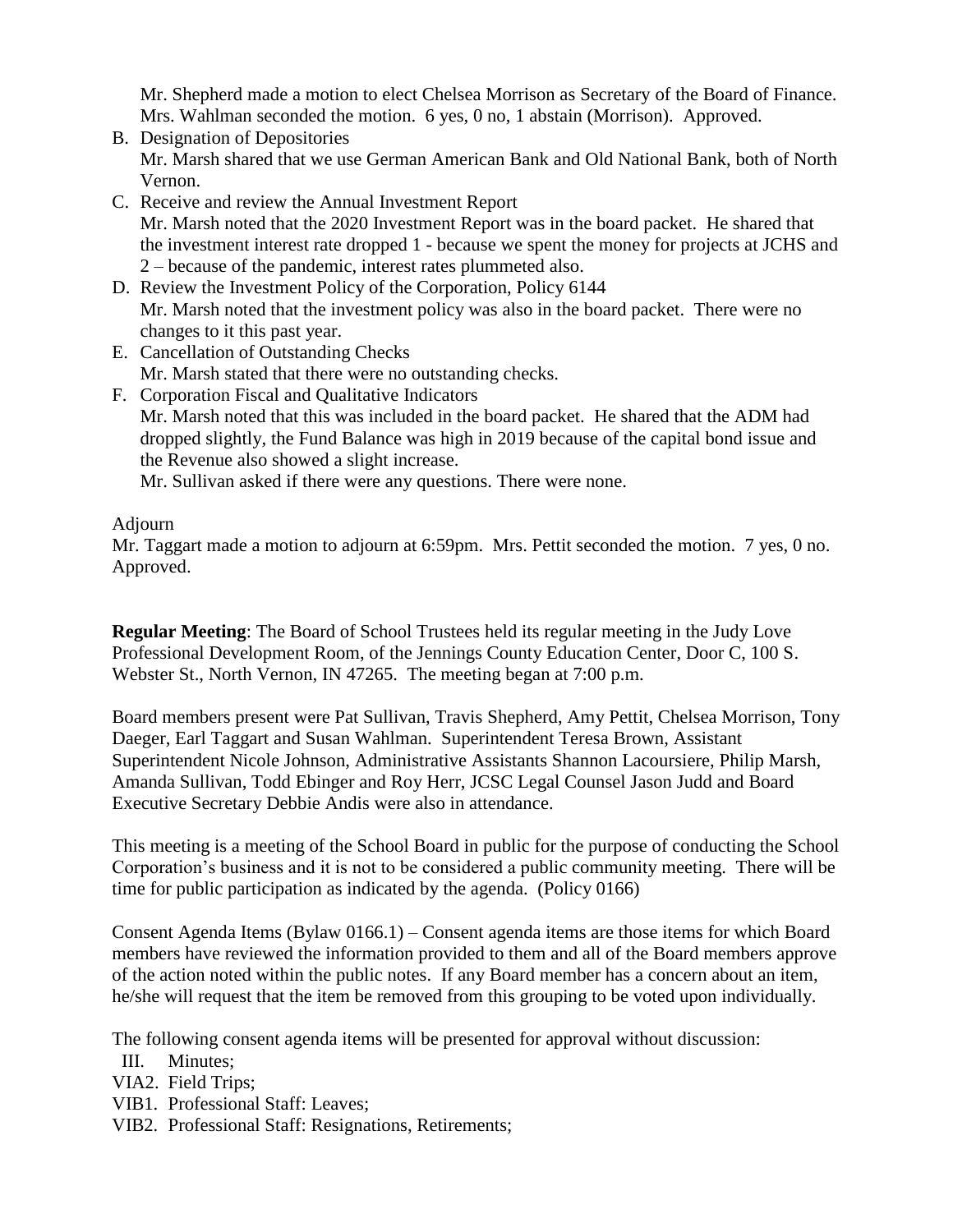Mr. Shepherd made a motion to elect Chelsea Morrison as Secretary of the Board of Finance. Mrs. Wahlman seconded the motion. 6 yes, 0 no, 1 abstain (Morrison). Approved.

B. Designation of Depositories
   Mr. Marsh shared that we use German American Bank and Old National Bank, both of North Vernon.
C. Receive and review the Annual Investment Report
   Mr. Marsh noted that the 2020 Investment Report was in the board packet. He shared that the investment interest rate dropped 1 - because we spent the money for projects at JCHS and 2 – because of the pandemic, interest rates plummeted also.
D. Review the Investment Policy of the Corporation, Policy 6144
   Mr. Marsh noted that the investment policy was also in the board packet. There were no changes to it this past year.
E. Cancellation of Outstanding Checks
   Mr. Marsh stated that there were no outstanding checks.
F. Corporation Fiscal and Qualitative Indicators
   Mr. Marsh noted that this was included in the board packet. He shared that the ADM had dropped slightly, the Fund Balance was high in 2019 because of the capital bond issue and the Revenue also showed a slight increase.
   Mr. Sullivan asked if there were any questions. There were none.

Adjourn
Mr. Taggart made a motion to adjourn at 6:59pm. Mrs. Pettit seconded the motion. 7 yes, 0 no. Approved.

**Regular Meeting**: The Board of School Trustees held its regular meeting in the Judy Love Professional Development Room, of the Jennings County Education Center, Door C, 100 S. Webster St., North Vernon, IN 47265. The meeting began at 7:00 p.m.

Board members present were Pat Sullivan, Travis Shepherd, Amy Pettit, Chelsea Morrison, Tony Daeger, Earl Taggart and Susan Wahlman. Superintendent Teresa Brown, Assistant Superintendent Nicole Johnson, Administrative Assistants Shannon Lacoursiere, Philip Marsh, Amanda Sullivan, Todd Ebinger and Roy Herr, JCSC Legal Counsel Jason Judd and Board Executive Secretary Debbie Andis were also in attendance.

This meeting is a meeting of the School Board in public for the purpose of conducting the School Corporation's business and it is not to be considered a public community meeting. There will be time for public participation as indicated by the agenda. (Policy 0166)

Consent Agenda Items (Bylaw 0166.1) – Consent agenda items are those items for which Board members have reviewed the information provided to them and all of the Board members approve of the action noted within the public notes. If any Board member has a concern about an item, he/she will request that the item be removed from this grouping to be voted upon individually.

The following consent agenda items will be presented for approval without discussion:

III. Minutes;
VIA2. Field Trips;
VIB1. Professional Staff: Leaves;
VIB2. Professional Staff: Resignations, Retirements;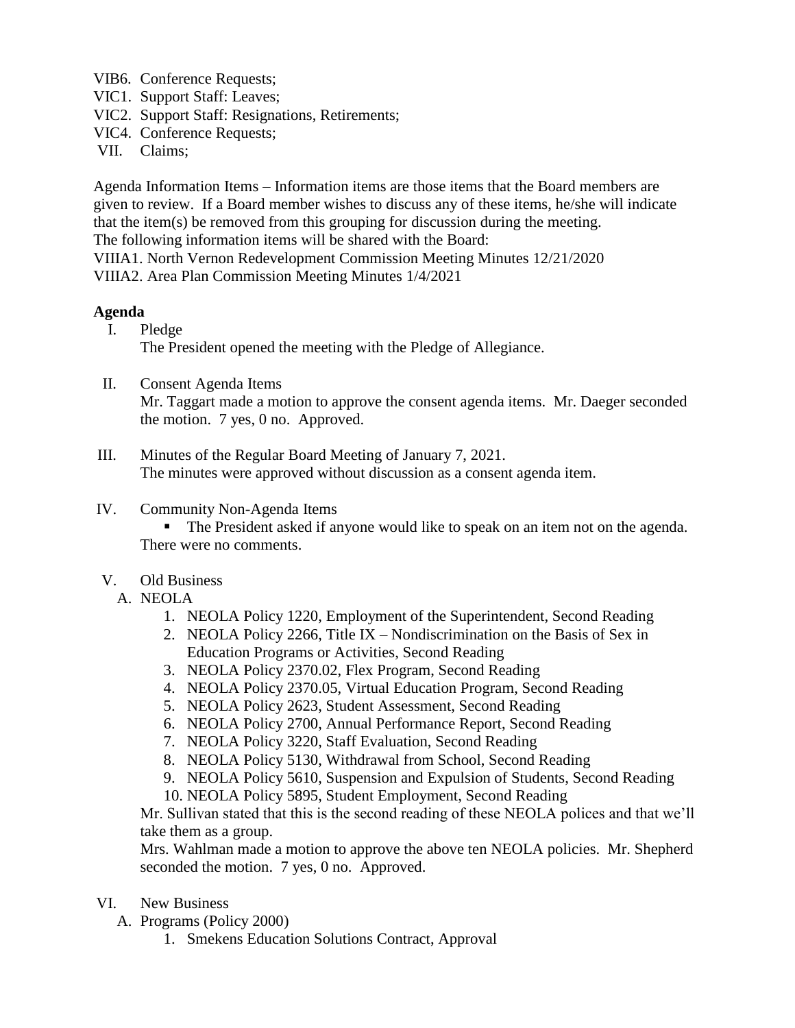VIB6. Conference Requests;
VIC1. Support Staff: Leaves;
VIC2. Support Staff: Resignations, Retirements;
VIC4. Conference Requests;
VII. Claims;

Agenda Information Items – Information items are those items that the Board members are given to review. If a Board member wishes to discuss any of these items, he/she will indicate that the item(s) be removed from this grouping for discussion during the meeting.
The following information items will be shared with the Board:
VIIIA1. North Vernon Redevelopment Commission Meeting Minutes 12/21/2020
VIIIA2. Area Plan Commission Meeting Minutes 1/4/2021

**Agenda**

I. Pledge
The President opened the meeting with the Pledge of Allegiance.

II. Consent Agenda Items
Mr. Taggart made a motion to approve the consent agenda items. Mr. Daeger seconded the motion. 7 yes, 0 no. Approved.

III. Minutes of the Regular Board Meeting of January 7, 2021.
The minutes were approved without discussion as a consent agenda item.

IV. Community Non-Agenda Items
- The President asked if anyone would like to speak on an item not on the agenda. There were no comments.

V. Old Business
A. NEOLA
1. NEOLA Policy 1220, Employment of the Superintendent, Second Reading
2. NEOLA Policy 2266, Title IX – Nondiscrimination on the Basis of Sex in Education Programs or Activities, Second Reading
3. NEOLA Policy 2370.02, Flex Program, Second Reading
4. NEOLA Policy 2370.05, Virtual Education Program, Second Reading
5. NEOLA Policy 2623, Student Assessment, Second Reading
6. NEOLA Policy 2700, Annual Performance Report, Second Reading
7. NEOLA Policy 3220, Staff Evaluation, Second Reading
8. NEOLA Policy 5130, Withdrawal from School, Second Reading
9. NEOLA Policy 5610, Suspension and Expulsion of Students, Second Reading
10. NEOLA Policy 5895, Student Employment, Second Reading

Mr. Sullivan stated that this is the second reading of these NEOLA polices and that we'll take them as a group.
Mrs. Wahlman made a motion to approve the above ten NEOLA policies. Mr. Shepherd seconded the motion. 7 yes, 0 no. Approved.

VI. New Business
A. Programs (Policy 2000)
1. Smekens Education Solutions Contract, Approval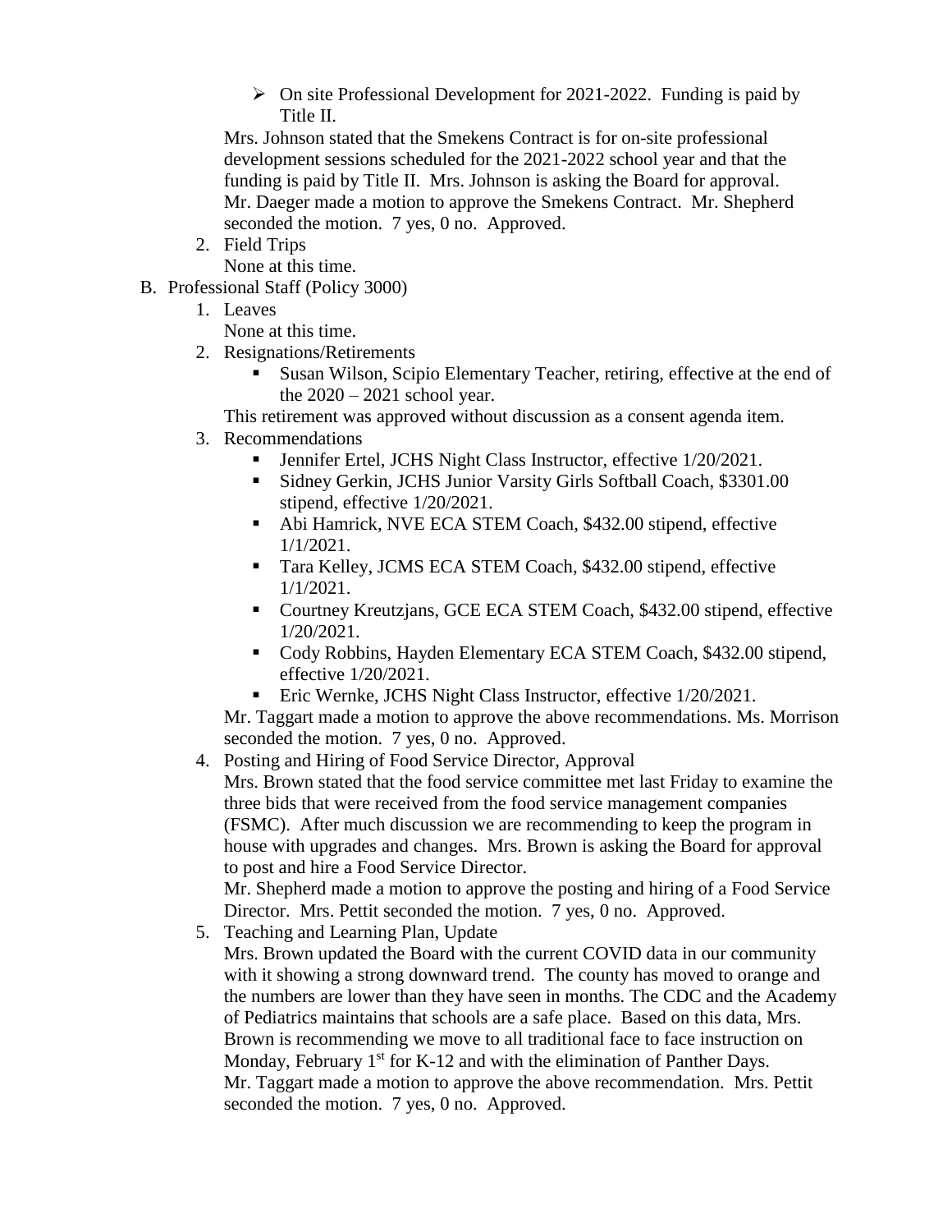- On site Professional Development for 2021-2022. Funding is paid by Title II.

Mrs. Johnson stated that the Smekens Contract is for on-site professional development sessions scheduled for the 2021-2022 school year and that the funding is paid by Title II. Mrs. Johnson is asking the Board for approval. Mr. Daeger made a motion to approve the Smekens Contract. Mr. Shepherd seconded the motion. 7 yes, 0 no. Approved.

2. Field Trips

   None at this time.

B. Professional Staff (Policy 3000)

1. Leaves

   None at this time.

2. Resignations/Retirements
   - Susan Wilson, Scipio Elementary Teacher, retiring, effective at the end of the 2020 – 2021 school year.

   This retirement was approved without discussion as a consent agenda item.

3. Recommendations
   - Jennifer Ertel, JCHS Night Class Instructor, effective 1/20/2021.
   - Sidney Gerkin, JCHS Junior Varsity Girls Softball Coach, $3301.00 stipend, effective 1/20/2021.
   - Abi Hamrick, NVE ECA STEM Coach, $432.00 stipend, effective 1/1/2021.
   - Tara Kelley, JCMS ECA STEM Coach, $432.00 stipend, effective 1/1/2021.
   - Courtney Kreutzjans, GCE ECA STEM Coach, $432.00 stipend, effective 1/20/2021.
   - Cody Robbins, Hayden Elementary ECA STEM Coach, $432.00 stipend, effective 1/20/2021.
   - Eric Wernke, JCHS Night Class Instructor, effective 1/20/2021.

   Mr. Taggart made a motion to approve the above recommendations. Ms. Morrison seconded the motion. 7 yes, 0 no. Approved.

4. Posting and Hiring of Food Service Director, Approval

   Mrs. Brown stated that the food service committee met last Friday to examine the three bids that were received from the food service management companies (FSMC). After much discussion we are recommending to keep the program in house with upgrades and changes. Mrs. Brown is asking the Board for approval to post and hire a Food Service Director.

   Mr. Shepherd made a motion to approve the posting and hiring of a Food Service Director. Mrs. Pettit seconded the motion. 7 yes, 0 no. Approved.

5. Teaching and Learning Plan, Update

   Mrs. Brown updated the Board with the current COVID data in our community with it showing a strong downward trend. The county has moved to orange and the numbers are lower than they have seen in months. The CDC and the Academy of Pediatrics maintains that schools are a safe place. Based on this data, Mrs. Brown is recommending we move to all traditional face to face instruction on Monday, February 1st for K-12 and with the elimination of Panther Days.

   Mr. Taggart made a motion to approve the above recommendation. Mrs. Pettit seconded the motion. 7 yes, 0 no. Approved.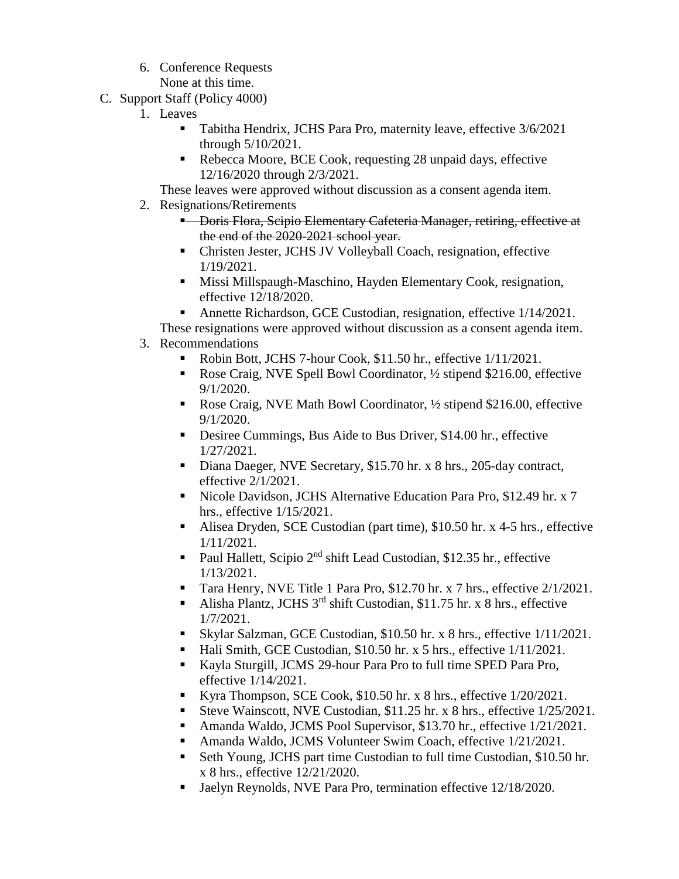6. Conference Requests
   None at this time.

C. Support Staff (Policy 4000)

1. Leaves
   - Tabitha Hendrix, JCHS Para Pro, maternity leave, effective 3/6/2021 through 5/10/2021.
   - Rebecca Moore, BCE Cook, requesting 28 unpaid days, effective 12/16/2020 through 2/3/2021.

   These leaves were approved without discussion as a consent agenda item.

2. Resignations/Retirements
   - ~~Doris Flora, Scipio Elementary Cafeteria Manager, retiring, effective at the end of the 2020-2021 school year.~~
   - Christen Jester, JCHS JV Volleyball Coach, resignation, effective 1/19/2021.
   - Missi Millspaugh-Maschino, Hayden Elementary Cook, resignation, effective 12/18/2020.
   - Annette Richardson, GCE Custodian, resignation, effective 1/14/2021.

   These resignations were approved without discussion as a consent agenda item.

3. Recommendations
   - Robin Bott, JCHS 7-hour Cook, $11.50 hr., effective 1/11/2021.
   - Rose Craig, NVE Spell Bowl Coordinator, ½ stipend $216.00, effective 9/1/2020.
   - Rose Craig, NVE Math Bowl Coordinator, ½ stipend $216.00, effective 9/1/2020.
   - Desiree Cummings, Bus Aide to Bus Driver, $14.00 hr., effective 1/27/2021.
   - Diana Daeger, NVE Secretary, $15.70 hr. x 8 hrs., 205-day contract, effective 2/1/2021.
   - Nicole Davidson, JCHS Alternative Education Para Pro, $12.49 hr. x 7 hrs., effective 1/15/2021.
   - Alisea Dryden, SCE Custodian (part time), $10.50 hr. x 4-5 hrs., effective 1/11/2021.
   - Paul Hallett, Scipio 2nd shift Lead Custodian, $12.35 hr., effective 1/13/2021.
   - Tara Henry, NVE Title 1 Para Pro, $12.70 hr. x 7 hrs., effective 2/1/2021.
   - Alisha Plantz, JCHS 3rd shift Custodian, $11.75 hr. x 8 hrs., effective 1/7/2021.
   - Skylar Salzman, GCE Custodian, $10.50 hr. x 8 hrs., effective 1/11/2021.
   - Hali Smith, GCE Custodian, $10.50 hr. x 5 hrs., effective 1/11/2021.
   - Kayla Sturgill, JCMS 29-hour Para Pro to full time SPED Para Pro, effective 1/14/2021.
   - Kyra Thompson, SCE Cook, $10.50 hr. x 8 hrs., effective 1/20/2021.
   - Steve Wainscott, NVE Custodian, $11.25 hr. x 8 hrs., effective 1/25/2021.
   - Amanda Waldo, JCMS Pool Supervisor, $13.70 hr., effective 1/21/2021.
   - Amanda Waldo, JCMS Volunteer Swim Coach, effective 1/21/2021.
   - Seth Young, JCHS part time Custodian to full time Custodian, $10.50 hr. x 8 hrs., effective 12/21/2020.
   - Jaelyn Reynolds, NVE Para Pro, termination effective 12/18/2020.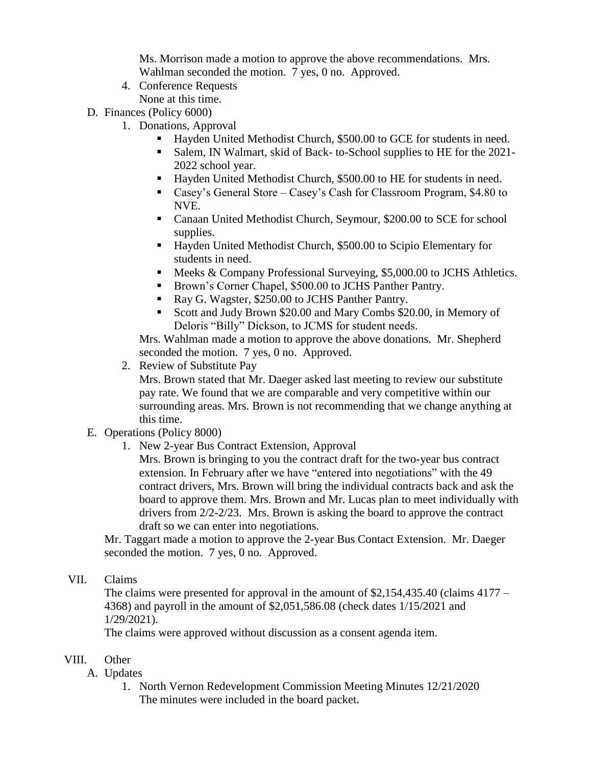Ms. Morrison made a motion to approve the above recommendations. Mrs. Wahlman seconded the motion. 7 yes, 0 no. Approved.

4. Conference Requests
   None at this time.

D. Finances (Policy 6000)

1. Donations, Approval
   - Hayden United Methodist Church, $500.00 to GCE for students in need.
   - Salem, IN Walmart, skid of Back- to-School supplies to HE for the 2021-2022 school year.
   - Hayden United Methodist Church, $500.00 to HE for students in need.
   - Casey's General Store – Casey's Cash for Classroom Program, $4.80 to NVE.
   - Canaan United Methodist Church, Seymour, $200.00 to SCE for school supplies.
   - Hayden United Methodist Church, $500.00 to Scipio Elementary for students in need.
   - Meeks & Company Professional Surveying, $5,000.00 to JCHS Athletics.
   - Brown's Corner Chapel, $500.00 to JCHS Panther Pantry.
   - Ray G. Wagster, $250.00 to JCHS Panther Pantry.
   - Scott and Judy Brown $20.00 and Mary Combs $20.00, in Memory of Deloris "Billy" Dickson, to JCMS for student needs.

   Mrs. Wahlman made a motion to approve the above donations. Mr. Shepherd seconded the motion. 7 yes, 0 no. Approved.

2. Review of Substitute Pay
   Mrs. Brown stated that Mr. Daeger asked last meeting to review our substitute pay rate. We found that we are comparable and very competitive within our surrounding areas. Mrs. Brown is not recommending that we change anything at this time.

E. Operations (Policy 8000)

1. New 2-year Bus Contract Extension, Approval
   Mrs. Brown is bringing to you the contract draft for the two-year bus contract extension. In February after we have "entered into negotiations" with the 49 contract drivers, Mrs. Brown will bring the individual contracts back and ask the board to approve them. Mrs. Brown and Mr. Lucas plan to meet individually with drivers from 2/2-2/23. Mrs. Brown is asking the board to approve the contract draft so we can enter into negotiations.

Mr. Taggart made a motion to approve the 2-year Bus Contact Extension. Mr. Daeger seconded the motion. 7 yes, 0 no. Approved.

VII. Claims

The claims were presented for approval in the amount of $2,154,435.40 (claims 4177 – 4368) and payroll in the amount of $2,051,586.08 (check dates 1/15/2021 and 1/29/2021).

The claims were approved without discussion as a consent agenda item.

VIII. Other

A. Updates

1. North Vernon Redevelopment Commission Meeting Minutes 12/21/2020
   The minutes were included in the board packet.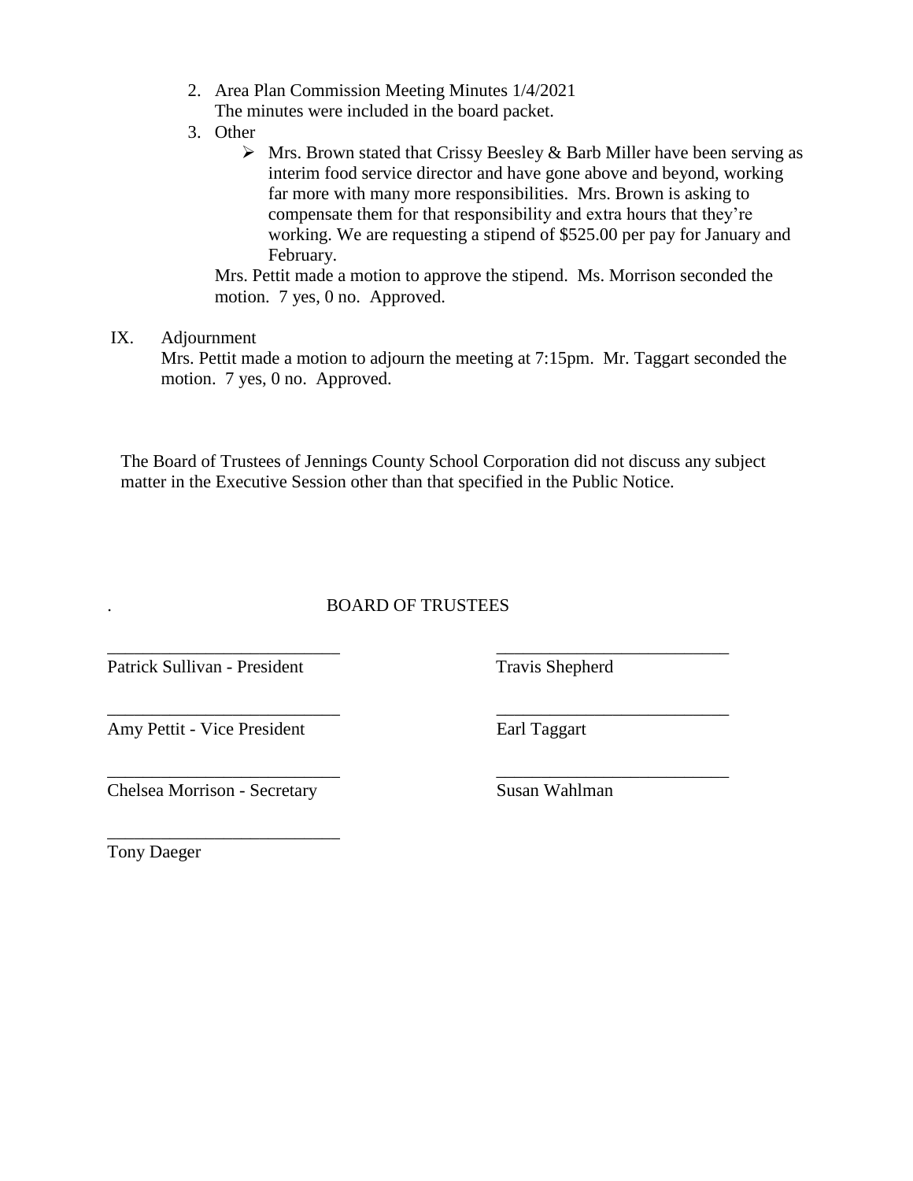2. Area Plan Commission Meeting Minutes 1/4/2021
   The minutes were included in the board packet.
3. Other
   - Mrs. Brown stated that Crissy Beesley & Barb Miller have been serving as interim food service director and have gone above and beyond, working far more with many more responsibilities. Mrs. Brown is asking to compensate them for that responsibility and extra hours that they're working. We are requesting a stipend of $525.00 per pay for January and February.

   Mrs. Pettit made a motion to approve the stipend. Ms. Morrison seconded the motion. 7 yes, 0 no. Approved.

IX. Adjournment

Mrs. Pettit made a motion to adjourn the meeting at 7:15pm. Mr. Taggart seconded the motion. 7 yes, 0 no. Approved.

The Board of Trustees of Jennings County School Corporation did not discuss any subject matter in the Executive Session other than that specified in the Public Notice.

.                                   BOARD OF TRUSTEES

| | |
|---|---|
| \_\_\_\_\_\_\_\_\_\_\_\_\_\_\_\_\_\_\_\_\_\_\_\_\_\_ | \_\_\_\_\_\_\_\_\_\_\_\_\_\_\_\_\_\_\_\_\_\_\_\_\_\_ |
| Patrick Sullivan - President | Travis Shepherd |
| \_\_\_\_\_\_\_\_\_\_\_\_\_\_\_\_\_\_\_\_\_\_\_\_\_\_ | \_\_\_\_\_\_\_\_\_\_\_\_\_\_\_\_\_\_\_\_\_\_\_\_\_\_ |
| Amy Pettit - Vice President | Earl Taggart |
| \_\_\_\_\_\_\_\_\_\_\_\_\_\_\_\_\_\_\_\_\_\_\_\_\_\_ | \_\_\_\_\_\_\_\_\_\_\_\_\_\_\_\_\_\_\_\_\_\_\_\_\_\_ |
| Chelsea Morrison - Secretary | Susan Wahlman |
| \_\_\_\_\_\_\_\_\_\_\_\_\_\_\_\_\_\_\_\_\_\_\_\_\_\_ | |
| Tony Daeger | |